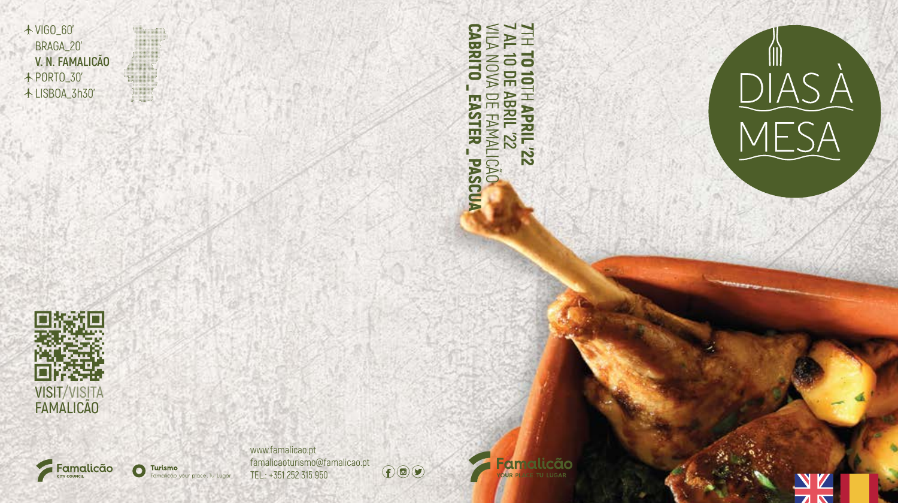✈ VIGO_60'
BRAGA_20'
**V. N. FAMALICÃO**
✈ PORTO_30'
✈ LISBOA_3h30'

VISIT/VISITA
FAMALICÃO

Famalicão CITY COUNCIL

Turismo
Famalicão your place Tu Lugar

www.famalicao.pt
famalicaoturismo@famalicao.pt
TEL.: +351 252 315 950

**7TH TO 10TH APRIL '22**
**7 AL 10 DE ABRIL '22**
VILA NOVA DE FAMALICÃO
**CABRITO _ EASTER _ PASCUA**

# DIAS À MESA

Famalicão
YOUR PLACE TU LUGAR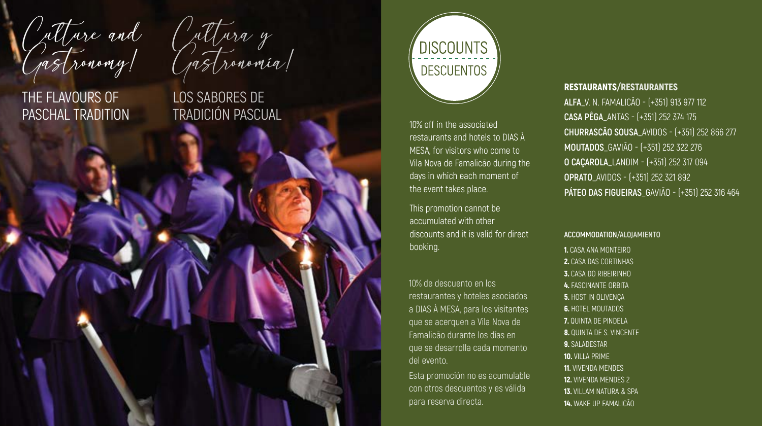# Culture and Gastronomy!

## THE FLAVOURS OF PASCHAL TRADITION

# Cultura y Gastronomía!

## LOS SABORES DE TRADICIÓN PASCUAL

## DISCOUNTS / DESCUENTOS

10% off in the associated restaurants and hotels to DIAS À MESA, for visitors who come to Vila Nova de Famalicão during the days in which each moment of the event takes place.

This promotion cannot be accumulated with other discounts and it is valid for direct booking.

10% de descuento en los restaurantes y hoteles asociados a DIAS À MESA, para los visitantes que se acerquen a Vila Nova de Famalicão durante los días en que se desarrolla cada momento del evento.

Esta promoción no es acumulable con otros descuentos y es válida para reserva directa.

### RESTAURANTS/RESTAURANTES

**ALFA**_V. N. FAMALICÃO - (+351) 913 977 112
**CASA PÊGA**_ANTAS - (+351) 252 374 175
**CHURRASCÃO SOUSA**_AVIDOS - (+351) 252 866 277
**MOUTADOS**_GAVIÃO - (+351) 252 322 276
**O CAÇAROLA**_LANDIM - (+351) 252 317 094
**OPRATO**_AVIDOS - (+351) 252 321 892
**PÁTEO DAS FIGUEIRAS**_GAVIÃO - (+351) 252 316 464

### ACCOMMODATION/ALOJAMIENTO

**1.** CASA ANA MONTEIRO
**2.** CASA DAS CORTINHAS
**3.** CASA DO RIBEIRINHO
**4.** FASCINANTE ORBITA
**5.** HOST IN OLIVENÇA
**6.** HOTEL MOUTADOS
**7.** QUINTA DE PINDELA
**8.** QUINTA DE S. VINCENTE
**9.** SALADESTAR
**10.** VILLA PRIME
**11.** VIVENDA MENDES
**12.** VIVENDA MENDES 2
**13.** VILLAM NATURA & SPA
**14.** WAKE UP FAMALICÃO